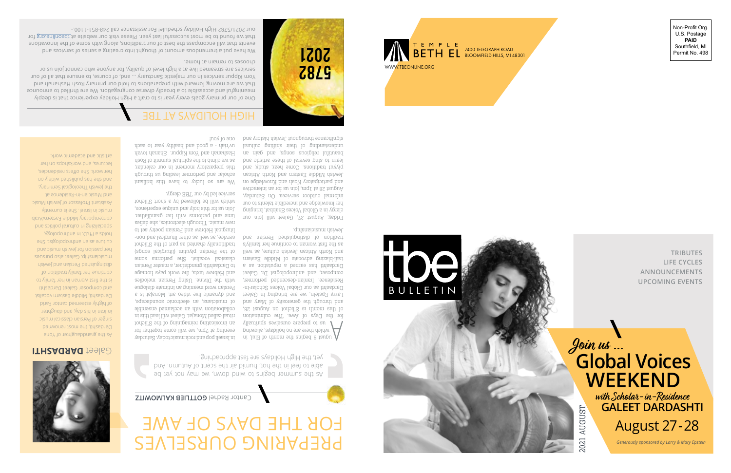# tbe BULLETIN

TRIBUTES
LIFE CYCLES
ANNOUNCEMENTS
UPCOMING EVENTS

*Join us ...*

## Global Voices WEEKEND

*with Scholar-in-Residence*

**GALEET DARDASHTI**

August 27-28

*Generously sponsored by Larry & Mary Epstein*

2021 AUGUST

---

TEMPLE BETH EL
7400 TELEGRAPH ROAD
BLOOMFIELD HILLS, MI 48301
WWW.TBEONLINE.ORG

Non-Profit Org.
U.S. Postage
**PAID**
Southfield, MI
Permit No. 498

---

# PREPARING OURSELVES FOR THE DAYS OF AWE

Cantor Rachel **GOTTLIEB KALMOWITZ**

> As the summer begins to wind down, we may not yet be able to feel in the hot, humid air the scent of Autumn. And yet, the High Holidays are fast approaching.

August 9 begins the month of Elul, in which there are no holidays, allowing us to prepare ourselves spiritually for the Days of Awe. The culmination of this month is S'lichot on August 28, and through the generosity of Mary and Larry Epstein, we are bringing in Galeet Dardashti as our Global Voices Scholar-in-Residence. Iranian-descended performer, composer, and anthropologist Dr. Galeet Dardashti has earned a reputation as a trail-blazing advocate of Middle Eastern and North African Jewish culture, as well as the first woman to continue her family's tradition of distinguished Persian and Jewish musicianship.

Friday, August 27, Galeet will join our clergy in a Global Voices Shabbat, bringing her knowledge and incredible talents to our informal outdoor services. On Saturday, August 28 at 1pm, join us for an interactive and participatory Nosh and Knowledge on Jewish Middle Eastern and North African piyyut traditions. Come hear, study, and learn to sing several of these artistic and beautiful religious songs, and gain an understanding of their shifting cultural significance throughout Jewish history and in Israeli pop and rock music today. Saturday evening at 7pm, we will come together for an intoxicating reimagining of the S'lichot ritual called Monajat. Galeet will lead this in collaboration with an acclaimed ensemble of musicians, an electronic soundscape, and dynamic live video art. Monajat is a Persian word meaning an intimate dialogue with the Divine. Using Persian melodies and Hebrew texts, the work pays homage to Dardashti's grandfather, a master Persian classical vocalist. She performs some of the Persian piyyutim (liturgical songs) traditionally chanted as part of the S'lichot service, as well as other liturgical and non-liturgical Hebrew and Persian poetry set to new music. Through electronics, she defies time and performs with her grandfather. Join us for this holy and unique experience, which will be followed by a short S'lichot service led by our TBE clergy.

We are so lucky to have this brilliant scholar and performer leading us through this preparatory moment in our calendar, as we climb to the spiritual summit of Rosh Hashanah and Yom Kippur. Shanah tovah uv'riah - a good and healthy year to each one of you!

## Galeet **DARDASHTI**

As the granddaughter of Yona Dardashti, the most renowned singer of Persian classical music in Iran in his day, and daughter of highly esteemed cantor Farid Dardashti, Middle Eastern vocalist and composer Galeet Dardashti is the first woman in her family to continue her family tradition of distinguished Persian and Jewish musicianship. Galeet also pursues her passion for Jewish music and culture as an anthropologist. She holds a Ph.D. in anthropology, specializing in cultural politics and contemporary Middle Eastern/Arab music in Israel. She is currently Assistant Professor of Jewish Music and Musician-in-Residence at the Jewish Theological Seminary, and she has published widely on her work. She offers residencies, lectures, and workshops on her artistic and academic work.

# HIGH HOLIDAYS AT TBE

5782
2021

One of our primary goals every year is to craft a High Holiday experience that is deeply meaningful and accessible to a broadly diverse congregation. We are thrilled to announce that we are moving forward with preparations to hold our primary Rosh Hashanah and Yom Kippur services in our majestic Sanctuary ... and, of course, to ensure that all of our services are streamed live at a high level of quality, for anyone who cannot join us or chooses to remain at home.

We have put a tremendous amount of thought into creating a series of services and events that will encompass the best of our traditions, along with some of the innovations that we found to be most successful last year. Please visit our website at tbeonline.org for our 2021/5782 High Holiday schedule! For assistance call 248-851-1100.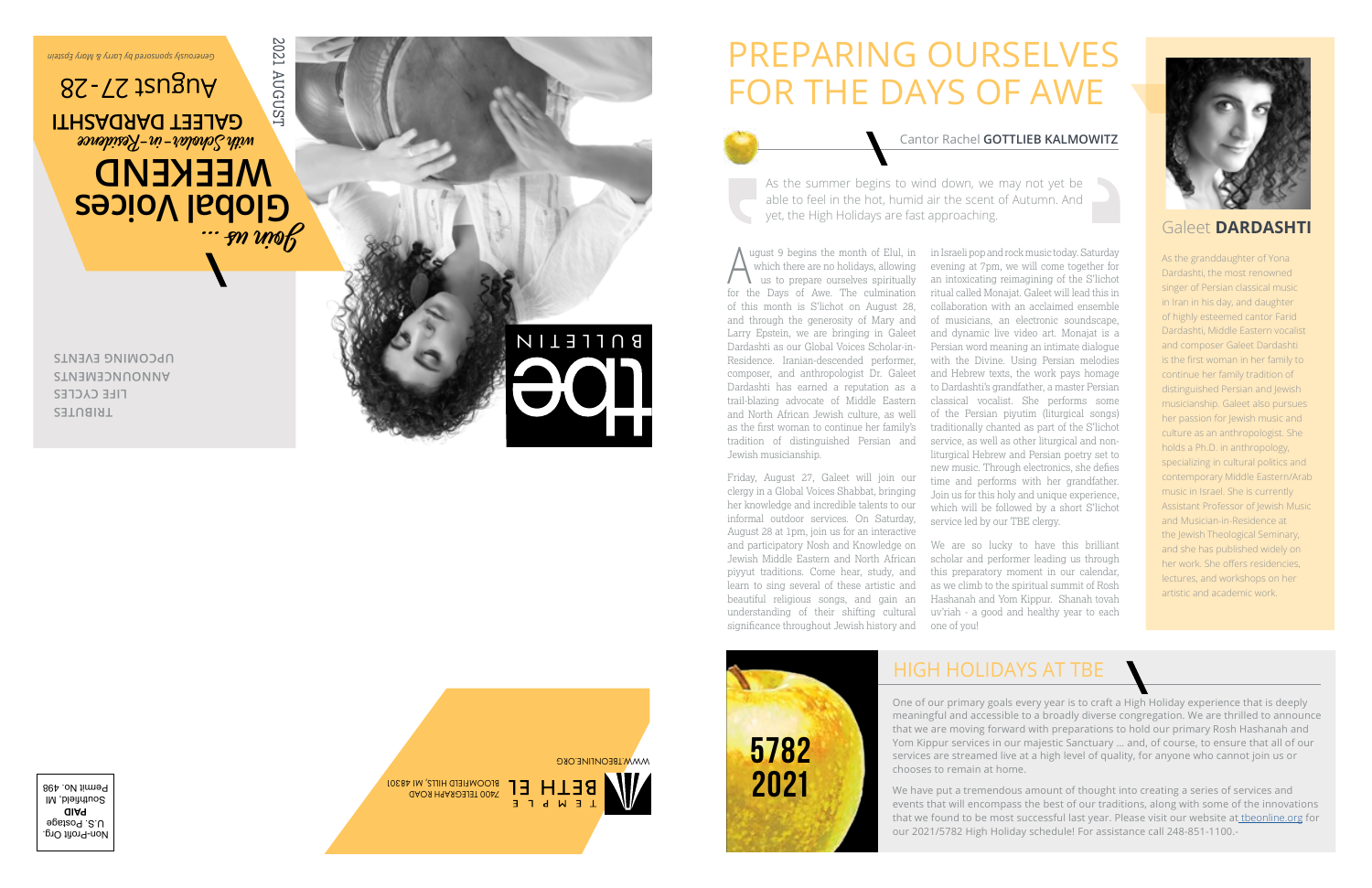2021 AUGUST

*Join us ...*

# Global Voices WEEKEND

*with Scholar-in-Residence*

**GALEET DARDASHTI**

August 27-28

*Generously sponsored by Larry & Mary Epstein*

tbe BULLETIN

TRIBUTES

LIFE CYCLES

ANNOUNCEMENTS

UPCOMING EVENTS

TEMPLE BETH EL

7400 TELEGRAPH ROAD BLOOMFIELD HILLS, MI 48301

WWW.TBEONLINE.ORG

Non-Profit Org.
U.S. Postage
**PAID**
Southfield, MI
Permit No. 498

# PREPARING OURSELVES FOR THE DAYS OF AWE

Cantor Rachel **GOTTLIEB KALMOWITZ**

> As the summer begins to wind down, we may not yet be able to feel in the hot, humid air the scent of Autumn. And yet, the High Holidays are fast approaching.

August 9 begins the month of Elul, in which there are no holidays, allowing us to prepare ourselves spiritually for the Days of Awe. The culmination of this month is S'lichot on August 28, and through the generosity of Mary and Larry Epstein, we are bringing in Galeet Dardashti as our Global Voices Scholar-in-Residence. Iranian-descended performer, composer, and anthropologist Dr. Galeet Dardashti has earned a reputation as a trail-blazing advocate of Middle Eastern and North African Jewish culture, as well as the first woman to continue her family's tradition of distinguished Persian and Jewish musicianship.

Friday, August 27, Galeet will join our clergy in a Global Voices Shabbat, bringing her knowledge and incredible talents to our informal outdoor services. On Saturday, August 28 at 1pm, join us for an interactive and participatory Nosh and Knowledge on Jewish Middle Eastern and North African piyyut traditions. Come hear, study, and learn to sing several of these artistic and beautiful religious songs, and gain an understanding of their shifting cultural significance throughout Jewish history and in Israeli pop and rock music today. Saturday evening at 7pm, we will come together for an intoxicating reimagining of the S'lichot ritual called Monajat. Galeet will lead this in collaboration with an acclaimed ensemble of musicians, an electronic soundscape, and dynamic live video art. Monajat is a Persian word meaning an intimate dialogue with the Divine. Using Persian melodies and Hebrew texts, the work pays homage to Dardashti's grandfather, a master Persian classical vocalist. She performs some of the Persian piyutim (liturgical songs) traditionally chanted as part of the S'lichot service, as well as other liturgical and non-liturgical Hebrew and Persian poetry set to new music. Through electronics, she defies time and performs with her grandfather. Join us for this holy and unique experience, which will be followed by a short S'lichot service led by our TBE clergy.

We are so lucky to have this brilliant scholar and performer leading us through this preparatory moment in our calendar, as we climb to the spiritual summit of Rosh Hashanah and Yom Kippur. Shanah tovah uv'riah - a good and healthy year to each one of you!

## Galeet **DARDASHTI**

As the granddaughter of Yona Dardashti, the most renowned singer of Persian classical music in Iran in his day, and daughter of highly esteemed cantor Farid Dardashti, Middle Eastern vocalist and composer Galeet Dardashti is the first woman in her family to continue her family tradition of distinguished Persian and Jewish musicianship. Galeet also pursues her passion for Jewish music and culture as an anthropologist. She holds a Ph.D. in anthropology, specializing in cultural politics and contemporary Middle Eastern/Arab music in Israel. She is currently Assistant Professor of Jewish Music and Musician-in-Residence at the Jewish Theological Seminary, and she has published widely on her work. She offers residencies, lectures, and workshops on her artistic and academic work.

5782
2021

## HIGH HOLIDAYS AT TBE

One of our primary goals every year is to craft a High Holiday experience that is deeply meaningful and accessible to a broadly diverse congregation. We are thrilled to announce that we are moving forward with preparations to hold our primary Rosh Hashanah and Yom Kippur services in our majestic Sanctuary ... and, of course, to ensure that all of our services are streamed live at a high level of quality, for anyone who cannot join us or chooses to remain at home.

We have put a tremendous amount of thought into creating a series of services and events that will encompass the best of our traditions, along with some of the innovations that we found to be most successful last year. Please visit our website at tbeonline.org for our 2021/5782 High Holiday schedule! For assistance call 248-851-1100.-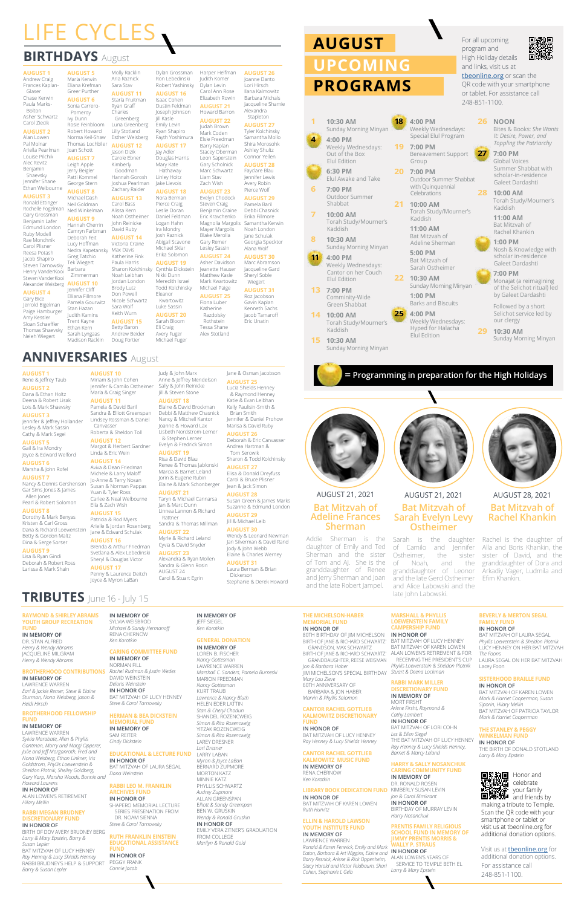# LIFE CYCLES

## BIRTHDAYS August

**AUGUST 1**
Andrew Craig
Frances Kaplan-Glaser
Chase Kerwin
Paula Marks-Bolton
Asher Schwartz
Carol Zieclik

**AUGUST 2**
Alan Lowen
Pal Molnar
Ariella Pearlman
Louise Pilchik
Alec Revitz
Benjamin Shaevsky
Jennifer Shane
Ethan Welbourne

**AUGUST 3**
Ronald Ettinger
Rochelle Fogelman
Gary Grossman
Benjamin Lafer
Edmund London
Ruby Modell
Ben Monchnik
Carol Plisner
Reesa Potash
Jacob Shapiro
Steven Tarnowsky
Henry VanderKooi
Steven VanderKooi
Alexander Weisberg

**AUGUST 4**
Gary Bice
Jerrold Bigelman
Paige Hamburger
Amy Kessler
Sloan Schaeffer
Thomas Shaevsky
Neleh Wiegert

Marla Kerwin
Eliana Krefman
Greer Purther

**AUGUST 6**
Sonia Carrero-Pomeroy
Ivy Dunn
Rosie Feinbloom
Robert Howard
Norma Keil-Shaw
Thomas Lochbiler
Joan Schott

**AUGUST 7**
Leigh Apple
Jerry Begler
Patti Kommel
George Stern

**AUGUST 8**
Michael Bash
Neil Goldman
Ned Winkelman

**AUGUST 9**
Hannah Cherrin
Camryn Farbman
Deborah Feit
Lucy Hoffman
Nedra Kapetansky
Greg Tatchio
Tek Wiegert
Barbara Zimmerman

**AUGUST 10**
Jennifer Cliff
Elliana Fillmore
Pamela Gourwitz
Stan Hazan
Trent Kayne
Judith Kamins
Ethan Kern
Sarah Lyngaas
Madison Racklin

Molly Racklin
Aria Reznick
Sara Stav

**AUGUST 11**
Starla Fruitman
Ryan Graff
Charles Greenberg
Luna Greenberg
Lilly Stotland
Esther Weisberg

**AUGUST 12**
Jason Dizik
Carole Ebner
Kimberly Goodman
Hannah Gorosh
Joshua Pearlman
Zachary Raider

**AUGUST 13**
Carol Bass
Alissa Kern
Noah Ostheimer
John Reinicke
David Ruby

**AUGUST 14**
Victoria Craine
Max Davis
Katherine Fink
Paula Harris
Sharon Kolchinsky
Noah Leibhan
Jordan London
Brody Lutz
Don Powell
Nicole Schwartz
Sara Wolf
Keith Wurn

**AUGUST 15**
Betty Baron
Andrew Beider
Doug Fortier

Dylan Grossman
Ron Lebedinski
Robert Yashinsky

**AUGUST 16**
Isaac Cohen
Dustin Feldman
Joseph Johnson
Jill Kasle
Emily Levin
Ryan Shapiro
Fayth Yoshimura

**AUGUST 17**
Jay Adler
Douglas Harris
Mary Kate Hathaway
Linley Holtz
Jake Lievois

**AUGUST 18**
Nora Berman
Pierce Craig
Leslie Doran
Daniel Feldman
Logan Hahn
Ira Mondry
Josh Raznick
Abigail Sasonov
Michael Sklar
Erika Solomon

**AUGUST 19**
Cynthia Dickstein
Nikki Dunn
Meredith Israel
Todd Kolchinsky
Eleanor Kwartowitz
Luke Sassin

**AUGUST 20**
Sarah Bloom
Eli Craig
Avery Fuger
Michael Fuger

Harper Helfman
Judith Korner
Dylan Levin
Carol Ann Rose
Elizabeth Rowin

**AUGUST 21**
Howard Barron

**AUGUST 22**
Judah Brown
Mark Coden
Elsie Freedman
Barry Kaplan
Stacey Oberman
Leon Saperstein
Gary Scholnick
Marc Schwartz
Liam Stav
Zach Wish

**AUGUST 23**
Evelyn Chodock
Steven Craig
Benjamin Craine
Eric Kravchenko
Magnolia Margolis
Mayer Margolis
Blake Merolla
Gary Remer
Lesley Sassin

**AUGUST 24**
Asher Davidson
Jeanette Hauser
Matthew Kasle
Mark Kwartowitz
Michael Paige

**AUGUST 25**
Fiona Luber
Katherine Razdolsky
Rothstein
Tessa Shane
Alex Stotland

**AUGUST 26**
Joanne Danto
Lori Hirsch
Ilana Kalmowitz
Barbara Michals
Jacqueline Shamie
Alexandra Stapleton

**AUGUST 27**
Tyler Kolchinsky
Samantha Molio
Shira Morosohk
Ashley Shultz
Connor Yellen

**AUGUST 28**
Fayclare Blau
Jennifer Lewis
Avery Robin
Pierce Wolf

**AUGUST 29**
Pamela Baril
Debbi Chasnick
Erika Fillmore
Samantha Kerwin
Noah London
Jane Schulak
Georgia Speckter
Alana Wolf

**AUGUST 30**
Marc Abramson
Jacqueline Gard
Sheryl Soble
Wiegert

**AUGUST 31**
Roz Jacobson
Gavin Kaplan
Kenneth Sachs
Jacob Tamaroff
Eric Unatin

## AUGUST UPCOMING PROGRAMS

For all upcoming program and High Holiday details and links, visit us at tbeonline.org or scan the QR code with your smartphone or tablet. For assistance call 248-851-1100.

**1** 10:30 AM — Sunday Morning Minyan

**4** 4:00 PM — Weekly Wednesdays: Out of the Box — Elul Edition

**5** 6:30 PM — Elul Awake and Take

**6** 7:00 PM — Outdoor Summer Shabbat

**7** 10:00 AM — Torah Study/Mourner's Kaddish

**8** 10:30 AM — Sunday Morning Minyan

**11** 4:00 PM — Weekly Wednesdays: Cantor on her Couch — Elul Edition

**13** 7:00 PM — Community-Wide Green Shabbat

**14** 10:00 AM — Torah Study/Mourner's Kaddish

**15** 10:30 AM — Sunday Morning Minyan

**18** 4:00 PM — Weekly Wednesdays: Special Elul Program

**19** 7:00 PM — Bereavement Support Group

**20** 7:00 PM — Outdoor Summer Shabbat with Quinquennial Celebrations

**21** 10:00 AM — Torah Study/Mourner's Kaddish
11:00 AM — Bat Mitzvah of Adeline Sherman
5:00 PM — Bat Mitzvah of Sarah Ostheimer

**22** 10:30 AM — Sunday Morning Minyan
1:00 PM — Barks and Biscuits

**25** 4:00 PM — Weekly Wednesdays: Hyped for Halacha — Elul Edition

**26** NOON — Bites & Books: *She Wants It: Desire, Power, and Toppling the Patriarchy*

**27** 7:00 PM — Global Voices Summer Shabbat with scholar-in-residence Galeet Dardashti

**28** 10:00 AM — Torah Study/Mourner's Kaddish
11:00 AM — Bat Mitzvah of Rachel Khankin
1:00 PM — Nosh & Knowledge with scholar in-residence Galeet Dardashti
7:00 PM — Monajat (a reimagining of the Selichot ritual) led by Galeet Dardashti
Followed by a short Selichot service led by our clergy

**29** 10:30 AM — Sunday Morning Minyan

(Highlighted) = Programming in preparation for the High Holidays

## ANNIVERSARIES August

**AUGUST 1**
Rene & Jeffrey Taub

**AUGUST 2**
Dana & Ethan Holtz
Deena & Robert Lisak
Lois & Mark Shaevsky

**AUGUST 3**
Jennifer & Jeffrey Hollander
Lesley & Mark Sassin
Cathy & Mark Segel

**AUGUST 5**
Gail & Ira Mondry
Joyce & Edward Welford

**AUGUST 6**
Marsha & John Rofel

**AUGUST 7**
Nancy & Dennis Gershenson
Gar Sims Jones & James Allen Jones
Pearl & Robert Solomon

**AUGUST 8**
Dorothy & Mark Benyas
Kristen & Carl Gross
Dana & Richard Loewenstein
Betty & Gordon Maltz
Dina & Serge Sorser

**AUGUST 9**
Lisa & Ryan Gindi
Deborah & Robert Ross
Larissa & Mark Shain

**AUGUST 10**
Miriam & John Cohen
Jennifer & Camilo Ostheimer
Marla & Craig Singer

**AUGUST 11**
Pamela & David Baril
Sandra & Elliott Greenspan
Lindsey Rossman & Daniel Canvasser
Roberta & Sheldon Toll

**AUGUST 12**
Margot & Herbert Gardner
Linda & Eric Wein

**AUGUST 14**
Aviva & Dean Friedman
Michele & Larry Maloff
Jo-Anne & Terry Nosan
Susan & Norman Pappas
Yuan & Tyler Ross
Carlee & Neal Welbourne
Ella & Zach Wish

**AUGUST 15**
Patricia & Rod Myers
Arielle & Jordan Rosenberg
Jane & Edward Schulak

**AUGUST 16**
Brenda & Arthur Friedman
Svetlana & Alex Lebedinski
Sheryl & Douglas Victor

**AUGUST 17**
Penny & Laurence Deitch
Joyce & Myron LaBan

Judy & John Marx
Anne & Jeffrey Mendelson
Sally & John Reinicke
Jill & Steven Stone

**AUGUST 18**
Elaine & David Brockman
Debbi & Matthew Chasnick
Nancy & Mitchell Kantor
Joanne & Howard Lax
Lisbeth Nordstrom-Lerner & Stephen Lerner
Evelyn & Fredrick Simon

**AUGUST 19**
Risa & David Blau
Renee & Thomas Jablonski
Marcia & Barnet Leland
Jorin & Eugene Rubin
Elaine & Mark Schonberger

**AUGUST 21**
Taryn & Michael Cannarsa
Jan & Marc Dunn
Linnea Lennon & Richard Rattner
Sandra & Thomas Millman

**AUGUST 22**
Myrle & Richard Leland
Cyvia & David Snyder

**AUGUST 23**
Alexandra & Ryan Mollen
Sandra & Glenn Rosin

**AUGUST 24**
Carol & Stuart Egrin

Jane & Osman Jacobson

**AUGUST 25**
Lucia Shields Henney & Raymond Henney
Katie & Evan Leibhan
Kelly Paulsin-Smith & Brian Smith
Jennifer & Daniel Prohow
Marisa & David Ruby

**AUGUST 26**
Deborah & Eric Canvasser
Andrea Hartman & Tom Serowik
Sharon & Todd Kolchinsky

**AUGUST 27**
Elisa & Donald Dreyfuss
Carol & Bruce Plisner
Jean & Jack Simon

**AUGUST 28**
Susan Green & James Marks
Suzanne & Edmund London

**AUGUST 29**
Jill & Michael Leib

**AUGUST 30**
Wendy & Leonard Newman
Jan Silverman & David Rand
Jody & John Webb
Elaine & Charles Wemey

**AUGUST 31**
Laura Berman & Brian Dickerson
Stephanie & Derek Howard

---

**AUGUST 21, 2021**
### Bat Mitzvah of Adeline Frances Sherman

Adeline Sherman is the daughter of Emily and Ted Sherman and the sister of Tom and AJ. She is the granddaughter of Renee and Jerry Sherman and Joan and the late Robert Jampel.

**AUGUST 21, 2021**
### Bat Mitzvah of Sarah Evelyn Levy Ostheimer

Sarah is the daughter of Camilo and Jennifer Ostheimer, the sister of Noah, and the granddaughter of Leonor and the late Gerd Ostheimer and Alice Labowski and the late John Labowski.

**AUGUST 28, 2021**
### Bat Mitzvah of Rachel Khankin

Rachel is the daughter of Alla and Boris Khankin, the sister of David, and the granddaughter of Dora and Arkadiy Vager, Ludmila and Efim Khankin.

## TRIBUTES June 16 - July 15

**RAYMOND & SHIRLEY ABRAMS YOUTH GROUP RECREATION FUND**
IN MEMORY OF
DR. STAN ALFRED
*Henry & Wendy Abrams*
JACQUELINE MILGRAM
*Henry & Wendy Abrams*

**BROTHERHOOD CONTRIBUTIONS**
IN MEMORY OF
LAWRENCE WARREN
*Earl & Jackie Remer, Steve & Elaine Sturman, Nona Weisberg, Jason & Heidi Hirsch*

**BROTHERHOOD FELLOWSHIP FUND**
IN MEMORY OF
LAWRENCE WARREN
*Sylvia Marabate, Allen & Phyllis Gantman, Morry and Margi Opperer, Julie and Jeff Morgenroth, Fred and Nona Weisberg, Ethan Linkner, Iris Goldstrom, Phyllis Loewenstein & Sheldon Plotnik, Shelley Goldberg, Gary Karp, Marsha Woods, Bonnie and Howard Laurens*
IN HONOR OF
ALAN LOWEN'S RETIREMENT
*Hilary Mellin*

**RABBI MEGAN BRUDNEY DISCRETIONARY FUND**
IN HONOR OF
BIRTH OF DOV AVERY BRUDNEY BERG
*Larry & Mary Epstein, Barry & Susan Lepler*
BAT MITZVAH OF LUCY HENNEY
*Ray Henney & Lucy Shields Henney*
RABBI BRUDNEY'S HELP & SUPPORT
*Barry & Susan Lepler*

IN MEMORY OF
SYLVIA WEISBROD
*Michael & Sandy Hermanoff*
RENA CHERNOW
*Ken Korotkin*

**CARING COMMITTEE FUND**
IN MEMORY OF
NORMAN FILL
*Rachel Rudman & Justin Wedes*
DAVID WEINSTEIN
*Deloris Weinstein*
IN HONOR OF
BAT MITZVAH OF LUCY HENNEY
*Steve & Carol Tomowsky*

**HERMAN & BEA DICKSTEIN MEMORIAL FUND**
IN MEMORY OF
SAM REITER
*Cindy Dickstein*

**EDUCATIONAL & LECTURE FUND**
IN HONOR OF
BAT MITZVAH OF LAURA SEGAL
*Dona Weinstein*

**RABBI LEO M. FRANKLIN ARCHIVES FUND**
IN HONOR OF
SHAPERO MEMORIAL LECTURE SERIES PRESENTATION FROM DR. NOAM SIENNA
*Steve & Carol Tomowsky*

**RUTH FRANKLIN EINSTEIN EDUCATIONAL ASSISTANCE FUND**
IN HONOR OF
PEGGY FRANK
*Connie Jacob*

IN MEMORY OF
JEFF SIEGEL
*Ken Korotkin*

**GENERAL DONATION**
IN MEMORY OF
LOREN B. FISCHER
*Nancy Gottesman*
LAWRENCE WARREN
*Marshall C. Sanders, Pamela Burneski*
MARION FREEDMAN
*Nancy Gottesman*
KURT TRAUB
*Lawrence & Nancy Bluth*
HELEN EDER LATTIN
*Stan & Cheryl Chodun*
SHANDEL ROZENCWEIG
*Simon & Rita Rozencweig*
YITZAK ROZENCWEIG
*Simon & Rita Rozencweig*
LAREY DRESNER
*Lori Dresner*
LARRY LABAN
*Myron & Joyce LaBan*
BERNARD ZUPMORE
MORTON KATZ
MINNIE KATZ
PHYLLIS SCHWARTZ
*Audrey Zupmore*
ALLAN GREENSPAN
*Elliott & Sandy Greenspan*
BEN W. GRUSKIN
*Wendy & Ronald Gruskin*
IN HONOR OF
EMILY VERA ZITNER'S GRADUATION FROM COLLEGE
*Marilyn & Ronald Gold*

**THE MICHELSON-HABER MEMORIAL FUND**
IN HONOR OF
80TH BIRTHDAY OF JIM MICHELSON
BIRTH OF JANE & RICHARD SCHWARTZ' GRANDSON, MAX SCHWARTZ
BIRTH OF JANE & RICHARD SCHWARTZ' GRANDDAUGHTER, REESE WEISMAN
*Jon & Barbara Haber*
JIM MICHELSON'S SPECIAL BIRTHDAY
*Mary Lou Zieve*
60TH ANNIVERSARY OF BARBARA & JON HABER
*Marvin & Phyllis Salomon*

**CANTOR RACHEL GOTTLIEB KALMOWITZ DISCRETIONARY FUND**
IN HONOR OF
BAT MITZVAH OF LUCY HENNEY
*Ray Henney & Lucy Shields Henney*

**CANTOR RACHEL GOTTLIEB KALMOWITZ MUSIC FUND**
IN MEMORY OF
RENA CHERNOW
*Ken Korotkin*

**LIBRARY BOOK DEDICATION FUND**
IN HONOR OF
BAT MITZVAH OF KAREN LOWEN
*Ruth Hurvitz*

**ELLIN & HAROLD LAWSON YOUTH INSTITUTE FUND**
IN MEMORY OF
LAWRENCE WARREN
*Ronald & Karen Fenwick, Emily and Mark Eaton, Barbara & Art Wiggins, Elaine and Barry Resnick, Arlene & Rick Oppenheim, Stacy Harold and Victor Feldbaum, Shari Cohen, Stephanie L Gelb*

**MARSHALL & PHYLLIS LOEWENSTEIN FAMILY CAMPERSHIP FUND**
IN HONOR OF
BAT MITZVAH OF LUCY HENNEY
BAT MITZVAH OF KAREN LOWEN
ALAN LOWEN'S RETIREMENT & FOR RECEIVING THE PRESIDENT'S CUP
*Phyllis Loewenstein & Sheldon Plotnik*
*Stuart & Deena Lockman*

**RABBI MARK MILLER DISCRETIONARY FUND**
IN MEMORY OF
MORT FIRSHT
*Arlene Firsht, Raymond & Cathy Lambert*
IN HONOR OF
BAT MITZVAH OF LORI COHN
*Les & Ellen Siegel*
THE BAT MITZVAH OF LUCY HENNEY
*Ray Henney & Lucy Shields Henney, Barnet & Marcy Leland*

**HARRY & SALLY NOSANCHUK CARING COMMUNITY FUND**
IN MEMORY OF
DR. RONALD ROSEN
KIMBERLY SUSAN LEVIN
*Jon & Carol Birnkrant*
IN HONOR OF
BIRTHDAY OF MURRAY LEVIN
*Harry Nosanchuk*

**PRENTIS FAMILY RELIGIOUS SCHOOL FUND IN MEMORY OF JIMMY PRENTIS MORRIS & WALLY P. STRAUS**
IN HONOR OF
ALAN LOWEN'S YEARS OF SERVICE TO TEMPLE BETH EL
*Larry & Mary Epstein*

**BEVERLY & MERTON SEGAL FAMILY FUND**
IN HONOR OF
BAT MITZVAH OF LAURA SEGAL
*Phyllis Loewenstein & Sheldon Plotnik*
LUCY HENNEY ON HER BAT MITZVAH
*The Foons*
LAURA SEGAL ON HER BAT MITZVAH
*Lacey Foon*

**SISTERHOOD BRAILLE FUND**
IN HONOR OF
BAT MITZVAH OF KAREN LOWEN
*Mark & Harriet Cooperman, Susan Siporin, Hilary Mellin*
BAT MITZVAH OF PATRICIA TAYLOR
*Mark & Harriet Cooperman*

**THE STANLEY & PEGGY WINKELMAN FUND**
IN HONOR OF
THE BIRTH OF DONALD STOTLAND
*Larry & Mary Epstein*

Honor and celebrate your family and friends by making a tribute to Temple. Scan the QR code with your smartphone or tablet or visit us at tbeonline.org for additional donation options.

Visit us at tbeonline.org for additional donation options. For assistance call 248-851-1100.